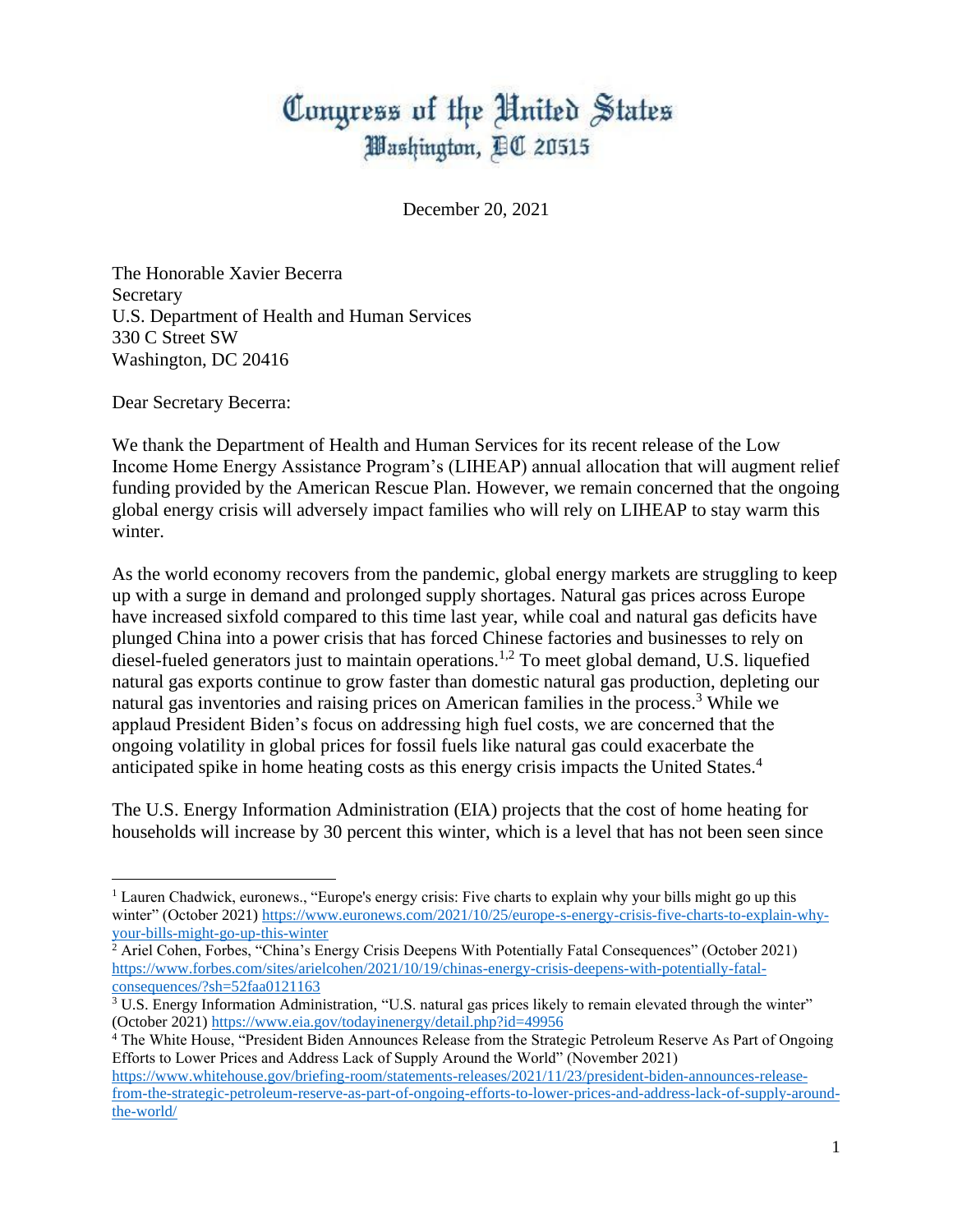# Congress of the United States
## Washington, DC 20515

December 20, 2021

The Honorable Xavier Becerra
Secretary
U.S. Department of Health and Human Services
330 C Street SW
Washington, DC 20416

Dear Secretary Becerra:

We thank the Department of Health and Human Services for its recent release of the Low Income Home Energy Assistance Program's (LIHEAP) annual allocation that will augment relief funding provided by the American Rescue Plan. However, we remain concerned that the ongoing global energy crisis will adversely impact families who will rely on LIHEAP to stay warm this winter.

As the world economy recovers from the pandemic, global energy markets are struggling to keep up with a surge in demand and prolonged supply shortages. Natural gas prices across Europe have increased sixfold compared to this time last year, while coal and natural gas deficits have plunged China into a power crisis that has forced Chinese factories and businesses to rely on diesel-fueled generators just to maintain operations.[1,2] To meet global demand, U.S. liquefied natural gas exports continue to grow faster than domestic natural gas production, depleting our natural gas inventories and raising prices on American families in the process.[3] While we applaud President Biden's focus on addressing high fuel costs, we are concerned that the ongoing volatility in global prices for fossil fuels like natural gas could exacerbate the anticipated spike in home heating costs as this energy crisis impacts the United States.[4]

The U.S. Energy Information Administration (EIA) projects that the cost of home heating for households will increase by 30 percent this winter, which is a level that has not been seen since

---

[1] Lauren Chadwick, euronews., "Europe's energy crisis: Five charts to explain why your bills might go up this winter" (October 2021) https://www.euronews.com/2021/10/25/europe-s-energy-crisis-five-charts-to-explain-why-your-bills-might-go-up-this-winter

[2] Ariel Cohen, Forbes, "China's Energy Crisis Deepens With Potentially Fatal Consequences" (October 2021) https://www.forbes.com/sites/arielcohen/2021/10/19/chinas-energy-crisis-deepens-with-potentially-fatal-consequences/?sh=52faa0121163

[3] U.S. Energy Information Administration, "U.S. natural gas prices likely to remain elevated through the winter" (October 2021) https://www.eia.gov/todayinenergy/detail.php?id=49956

[4] The White House, "President Biden Announces Release from the Strategic Petroleum Reserve As Part of Ongoing Efforts to Lower Prices and Address Lack of Supply Around the World" (November 2021) https://www.whitehouse.gov/briefing-room/statements-releases/2021/11/23/president-biden-announces-release-from-the-strategic-petroleum-reserve-as-part-of-ongoing-efforts-to-lower-prices-and-address-lack-of-supply-around-the-world/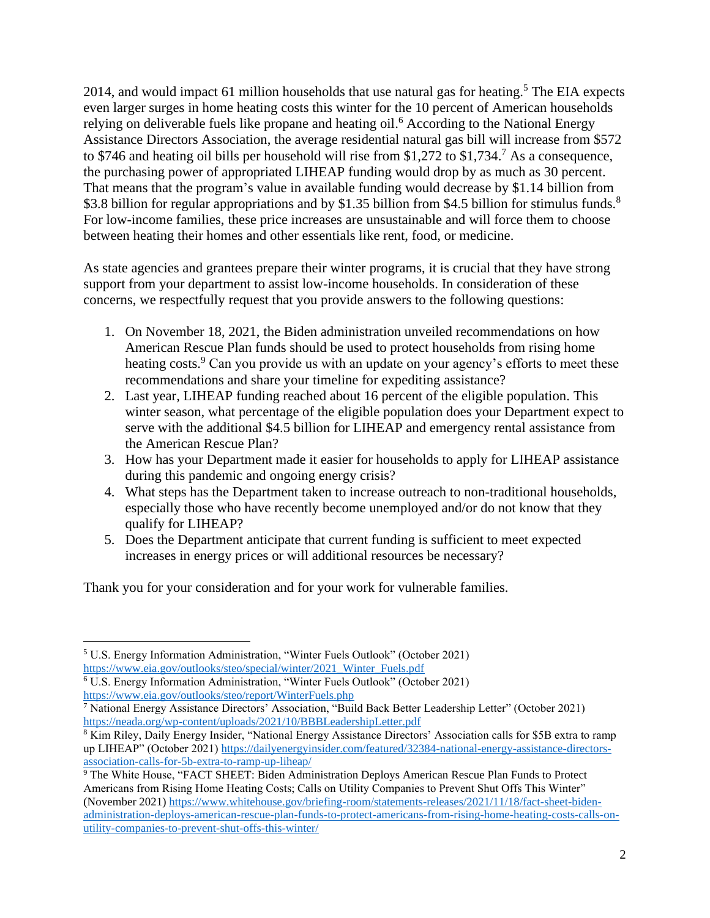2014, and would impact 61 million households that use natural gas for heating.[5] The EIA expects even larger surges in home heating costs this winter for the 10 percent of American households relying on deliverable fuels like propane and heating oil.[6] According to the National Energy Assistance Directors Association, the average residential natural gas bill will increase from $572 to $746 and heating oil bills per household will rise from $1,272 to $1,734.[7] As a consequence, the purchasing power of appropriated LIHEAP funding would drop by as much as 30 percent. That means that the program's value in available funding would decrease by $1.14 billion from $3.8 billion for regular appropriations and by $1.35 billion from $4.5 billion for stimulus funds.[8] For low-income families, these price increases are unsustainable and will force them to choose between heating their homes and other essentials like rent, food, or medicine.

As state agencies and grantees prepare their winter programs, it is crucial that they have strong support from your department to assist low-income households. In consideration of these concerns, we respectfully request that you provide answers to the following questions:

1. On November 18, 2021, the Biden administration unveiled recommendations on how American Rescue Plan funds should be used to protect households from rising home heating costs.[9] Can you provide us with an update on your agency's efforts to meet these recommendations and share your timeline for expediting assistance?
2. Last year, LIHEAP funding reached about 16 percent of the eligible population. This winter season, what percentage of the eligible population does your Department expect to serve with the additional $4.5 billion for LIHEAP and emergency rental assistance from the American Rescue Plan?
3. How has your Department made it easier for households to apply for LIHEAP assistance during this pandemic and ongoing energy crisis?
4. What steps has the Department taken to increase outreach to non-traditional households, especially those who have recently become unemployed and/or do not know that they qualify for LIHEAP?
5. Does the Department anticipate that current funding is sufficient to meet expected increases in energy prices or will additional resources be necessary?

Thank you for your consideration and for your work for vulnerable families.

---

[5] U.S. Energy Information Administration, "Winter Fuels Outlook" (October 2021) https://www.eia.gov/outlooks/steo/special/winter/2021_Winter_Fuels.pdf

[6] U.S. Energy Information Administration, "Winter Fuels Outlook" (October 2021) https://www.eia.gov/outlooks/steo/report/WinterFuels.php

[7] National Energy Assistance Directors' Association, "Build Back Better Leadership Letter" (October 2021) https://neada.org/wp-content/uploads/2021/10/BBBLeadershipLetter.pdf

[8] Kim Riley, Daily Energy Insider, "National Energy Assistance Directors' Association calls for $5B extra to ramp up LIHEAP" (October 2021) https://dailyenergyinsider.com/featured/32384-national-energy-assistance-directors-association-calls-for-5b-extra-to-ramp-up-liheap/

[9] The White House, "FACT SHEET: Biden Administration Deploys American Rescue Plan Funds to Protect Americans from Rising Home Heating Costs; Calls on Utility Companies to Prevent Shut Offs This Winter" (November 2021) https://www.whitehouse.gov/briefing-room/statements-releases/2021/11/18/fact-sheet-biden-administration-deploys-american-rescue-plan-funds-to-protect-americans-from-rising-home-heating-costs-calls-on-utility-companies-to-prevent-shut-offs-this-winter/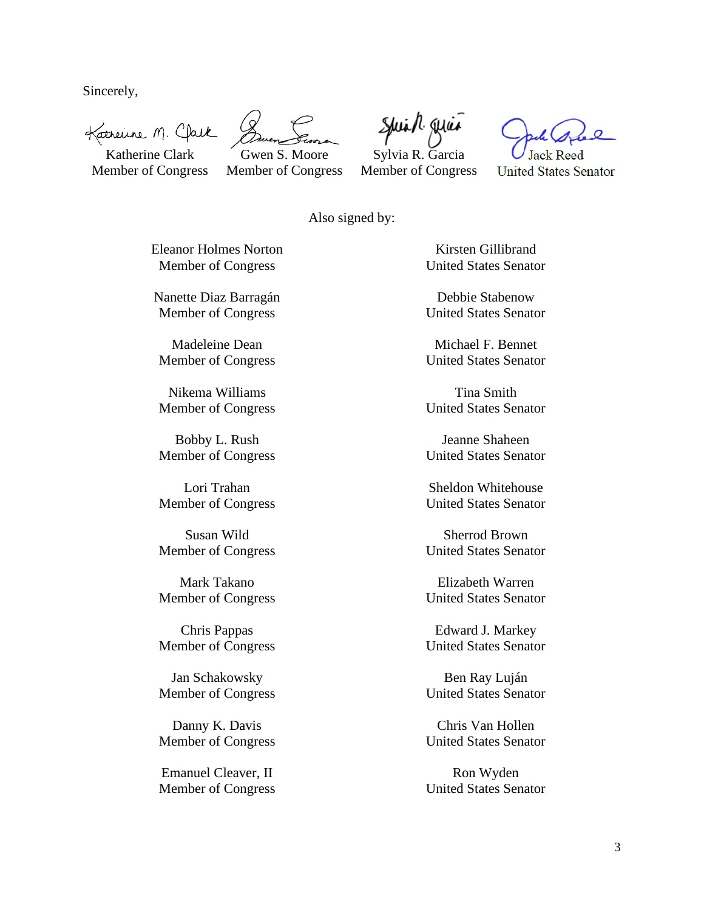Sincerely,

Katherine Clark
Member of Congress

Gwen S. Moore
Member of Congress

Sylvia R. Garcia
Member of Congress

Jack Reed
United States Senator

Also signed by:

Eleanor Holmes Norton
Member of Congress

Nanette Diaz Barragán
Member of Congress

Madeleine Dean
Member of Congress

Nikema Williams
Member of Congress

Bobby L. Rush
Member of Congress

Lori Trahan
Member of Congress

Susan Wild
Member of Congress

Mark Takano
Member of Congress

Chris Pappas
Member of Congress

Jan Schakowsky
Member of Congress

Danny K. Davis
Member of Congress

Emanuel Cleaver, II
Member of Congress

Kirsten Gillibrand
United States Senator

Debbie Stabenow
United States Senator

Michael F. Bennet
United States Senator

Tina Smith
United States Senator

Jeanne Shaheen
United States Senator

Sheldon Whitehouse
United States Senator

Sherrod Brown
United States Senator

Elizabeth Warren
United States Senator

Edward J. Markey
United States Senator

Ben Ray Luján
United States Senator

Chris Van Hollen
United States Senator

Ron Wyden
United States Senator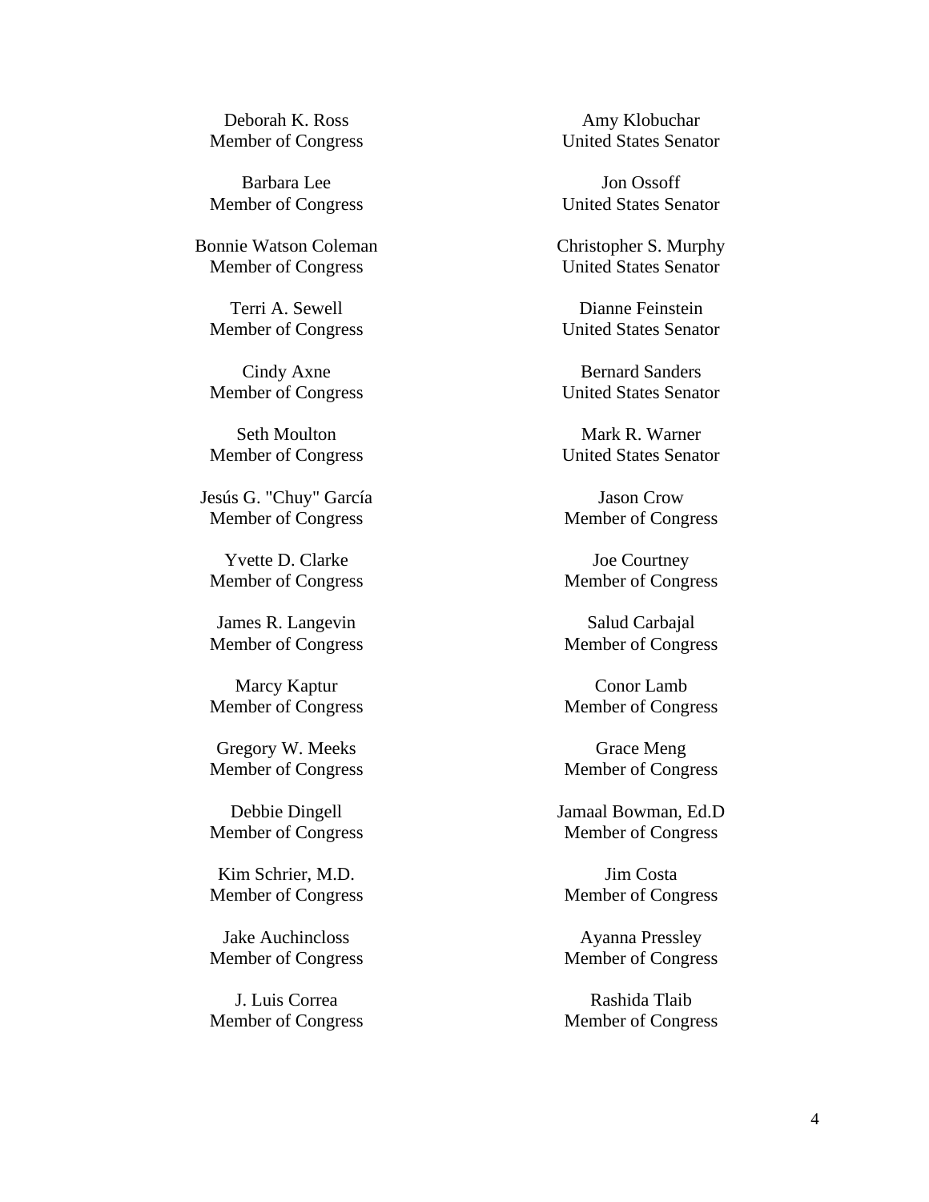Deborah K. Ross
Member of Congress

Barbara Lee
Member of Congress

Bonnie Watson Coleman
Member of Congress

Terri A. Sewell
Member of Congress

Cindy Axne
Member of Congress

Seth Moulton
Member of Congress

Jesús G. "Chuy" García
Member of Congress

Yvette D. Clarke
Member of Congress

James R. Langevin
Member of Congress

Marcy Kaptur
Member of Congress

Gregory W. Meeks
Member of Congress

Debbie Dingell
Member of Congress

Kim Schrier, M.D.
Member of Congress

Jake Auchincloss
Member of Congress

J. Luis Correa
Member of Congress

Amy Klobuchar
United States Senator

Jon Ossoff
United States Senator

Christopher S. Murphy
United States Senator

Dianne Feinstein
United States Senator

Bernard Sanders
United States Senator

Mark R. Warner
United States Senator

Jason Crow
Member of Congress

Joe Courtney
Member of Congress

Salud Carbajal
Member of Congress

Conor Lamb
Member of Congress

Grace Meng
Member of Congress

Jamaal Bowman, Ed.D
Member of Congress

Jim Costa
Member of Congress

Ayanna Pressley
Member of Congress

Rashida Tlaib
Member of Congress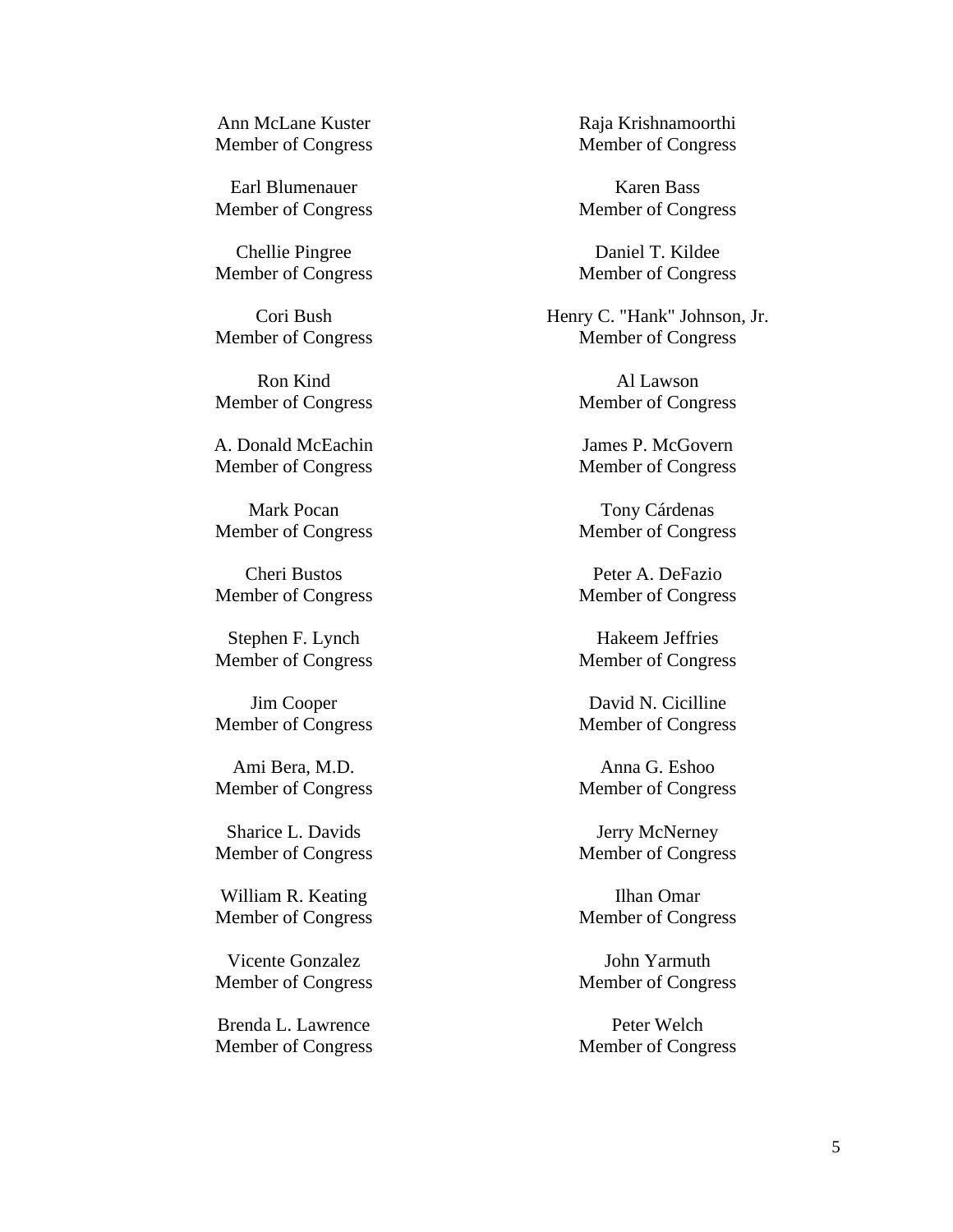Ann McLane Kuster
Member of Congress

Raja Krishnamoorthi
Member of Congress

Earl Blumenauer
Member of Congress

Karen Bass
Member of Congress

Chellie Pingree
Member of Congress

Daniel T. Kildee
Member of Congress

Cori Bush
Member of Congress

Henry C. "Hank" Johnson, Jr.
Member of Congress

Ron Kind
Member of Congress

Al Lawson
Member of Congress

A. Donald McEachin
Member of Congress

James P. McGovern
Member of Congress

Mark Pocan
Member of Congress

Tony Cárdenas
Member of Congress

Cheri Bustos
Member of Congress

Peter A. DeFazio
Member of Congress

Stephen F. Lynch
Member of Congress

Hakeem Jeffries
Member of Congress

Jim Cooper
Member of Congress

David N. Cicilline
Member of Congress

Ami Bera, M.D.
Member of Congress

Anna G. Eshoo
Member of Congress

Sharice L. Davids
Member of Congress

Jerry McNerney
Member of Congress

William R. Keating
Member of Congress

Ilhan Omar
Member of Congress

Vicente Gonzalez
Member of Congress

John Yarmuth
Member of Congress

Brenda L. Lawrence
Member of Congress

Peter Welch
Member of Congress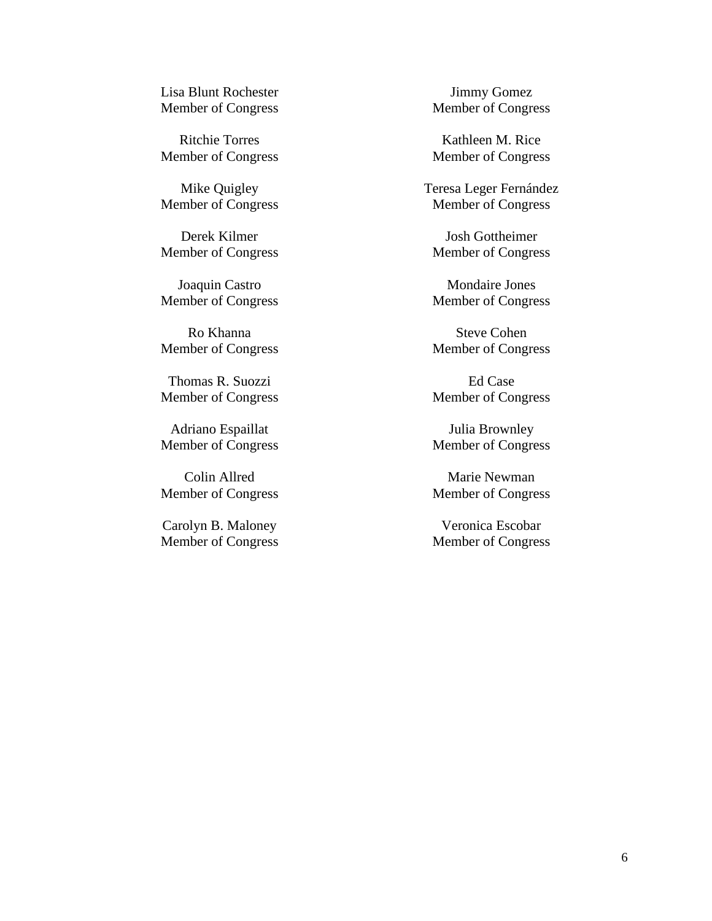Lisa Blunt Rochester
Member of Congress

Jimmy Gomez
Member of Congress

Ritchie Torres
Member of Congress

Kathleen M. Rice
Member of Congress

Mike Quigley
Member of Congress

Teresa Leger Fernández
Member of Congress

Derek Kilmer
Member of Congress

Josh Gottheimer
Member of Congress

Joaquin Castro
Member of Congress

Mondaire Jones
Member of Congress

Ro Khanna
Member of Congress

Steve Cohen
Member of Congress

Thomas R. Suozzi
Member of Congress

Ed Case
Member of Congress

Adriano Espaillat
Member of Congress

Julia Brownley
Member of Congress

Colin Allred
Member of Congress

Marie Newman
Member of Congress

Carolyn B. Maloney
Member of Congress

Veronica Escobar
Member of Congress